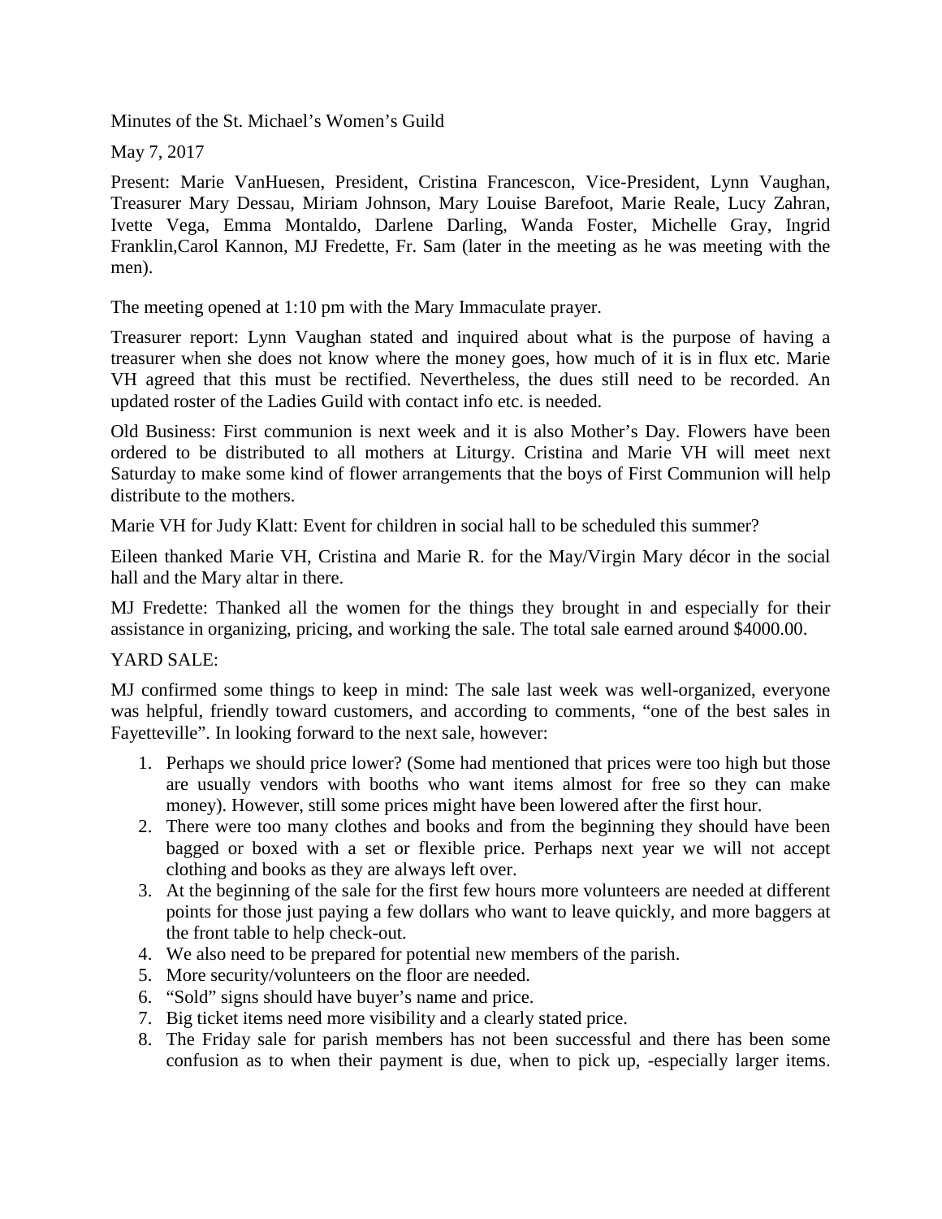Minutes of the St. Michael's Women's Guild

May 7, 2017

Present: Marie VanHuesen, President, Cristina Francescon, Vice-President, Lynn Vaughan, Treasurer Mary Dessau, Miriam Johnson, Mary Louise Barefoot, Marie Reale, Lucy Zahran, Ivette Vega, Emma Montaldo, Darlene Darling, Wanda Foster, Michelle Gray, Ingrid Franklin,Carol Kannon, MJ Fredette, Fr. Sam (later in the meeting as he was meeting with the men).

The meeting opened at 1:10 pm with the Mary Immaculate prayer.

Treasurer report: Lynn Vaughan stated and inquired about what is the purpose of having a treasurer when she does not know where the money goes, how much of it is in flux etc. Marie VH agreed that this must be rectified. Nevertheless, the dues still need to be recorded. An updated roster of the Ladies Guild with contact info etc. is needed.

Old Business: First communion is next week and it is also Mother's Day. Flowers have been ordered to be distributed to all mothers at Liturgy. Cristina and Marie VH will meet next Saturday to make some kind of flower arrangements that the boys of First Communion will help distribute to the mothers.

Marie VH for Judy Klatt: Event for children in social hall to be scheduled this summer?

Eileen thanked Marie VH, Cristina and Marie R. for the May/Virgin Mary décor in the social hall and the Mary altar in there.

MJ Fredette: Thanked all the women for the things they brought in and especially for their assistance in organizing, pricing, and working the sale. The total sale earned around $4000.00.

YARD SALE:

MJ confirmed some things to keep in mind: The sale last week was well-organized, everyone was helpful, friendly toward customers, and according to comments, "one of the best sales in Fayetteville". In looking forward to the next sale, however:

1. Perhaps we should price lower? (Some had mentioned that prices were too high but those are usually vendors with booths who want items almost for free so they can make money). However, still some prices might have been lowered after the first hour.
2. There were too many clothes and books and from the beginning they should have been bagged or boxed with a set or flexible price. Perhaps next year we will not accept clothing and books as they are always left over.
3. At the beginning of the sale for the first few hours more volunteers are needed at different points for those just paying a few dollars who want to leave quickly, and more baggers at the front table to help check-out.
4. We also need to be prepared for potential new members of the parish.
5. More security/volunteers on the floor are needed.
6. "Sold" signs should have buyer's name and price.
7. Big ticket items need more visibility and a clearly stated price.
8. The Friday sale for parish members has not been successful and there has been some confusion as to when their payment is due, when to pick up, -especially larger items.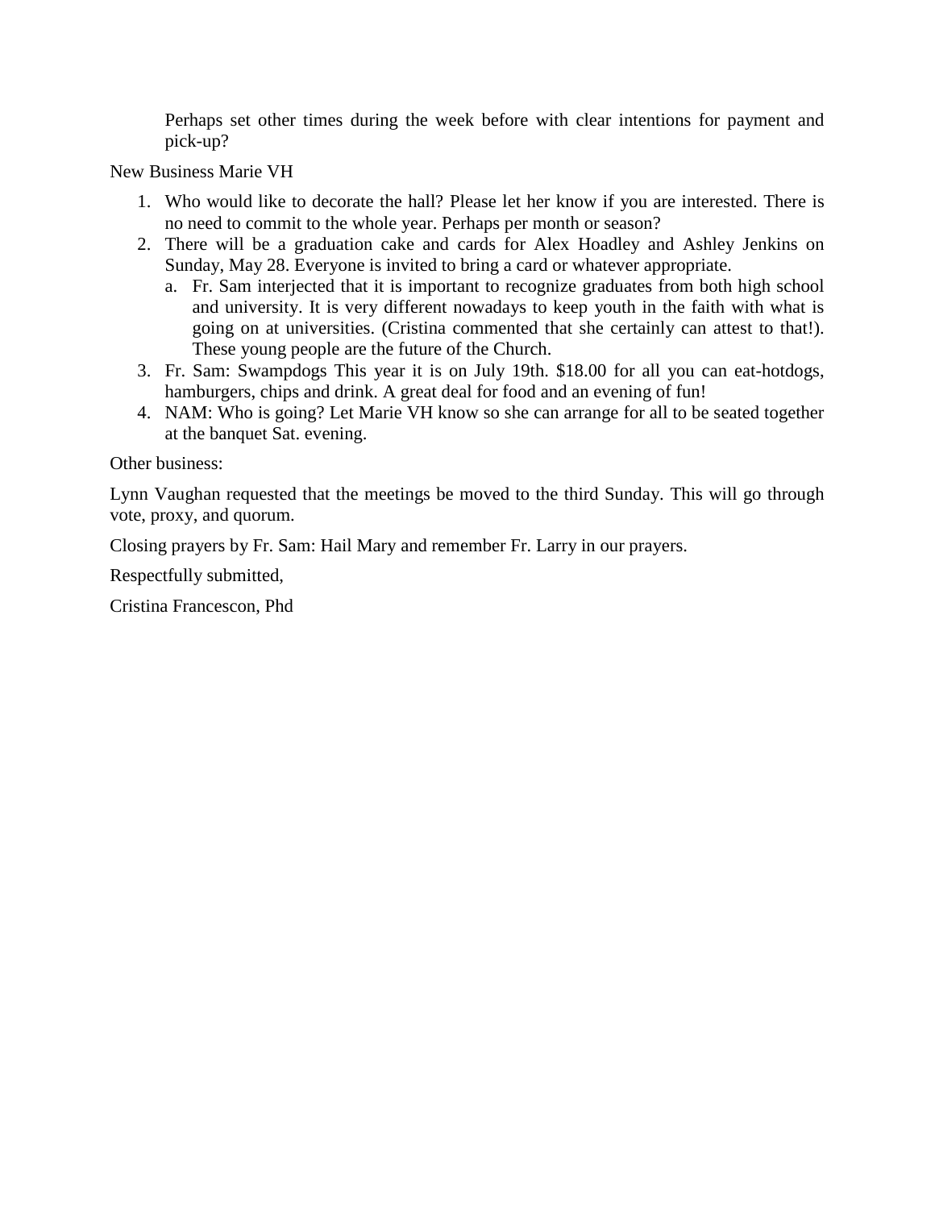Perhaps set other times during the week before with clear intentions for payment and pick-up?

New Business Marie VH

1. Who would like to decorate the hall? Please let her know if you are interested. There is no need to commit to the whole year. Perhaps per month or season?
2. There will be a graduation cake and cards for Alex Hoadley and Ashley Jenkins on Sunday, May 28. Everyone is invited to bring a card or whatever appropriate.
   a. Fr. Sam interjected that it is important to recognize graduates from both high school and university. It is very different nowadays to keep youth in the faith with what is going on at universities. (Cristina commented that she certainly can attest to that!). These young people are the future of the Church.
3. Fr. Sam: Swampdogs This year it is on July 19th. $18.00 for all you can eat-hotdogs, hamburgers, chips and drink. A great deal for food and an evening of fun!
4. NAM: Who is going? Let Marie VH know so she can arrange for all to be seated together at the banquet Sat. evening.

Other business:

Lynn Vaughan requested that the meetings be moved to the third Sunday. This will go through vote, proxy, and quorum.

Closing prayers by Fr. Sam: Hail Mary and remember Fr. Larry in our prayers.

Respectfully submitted,

Cristina Francescon, Phd